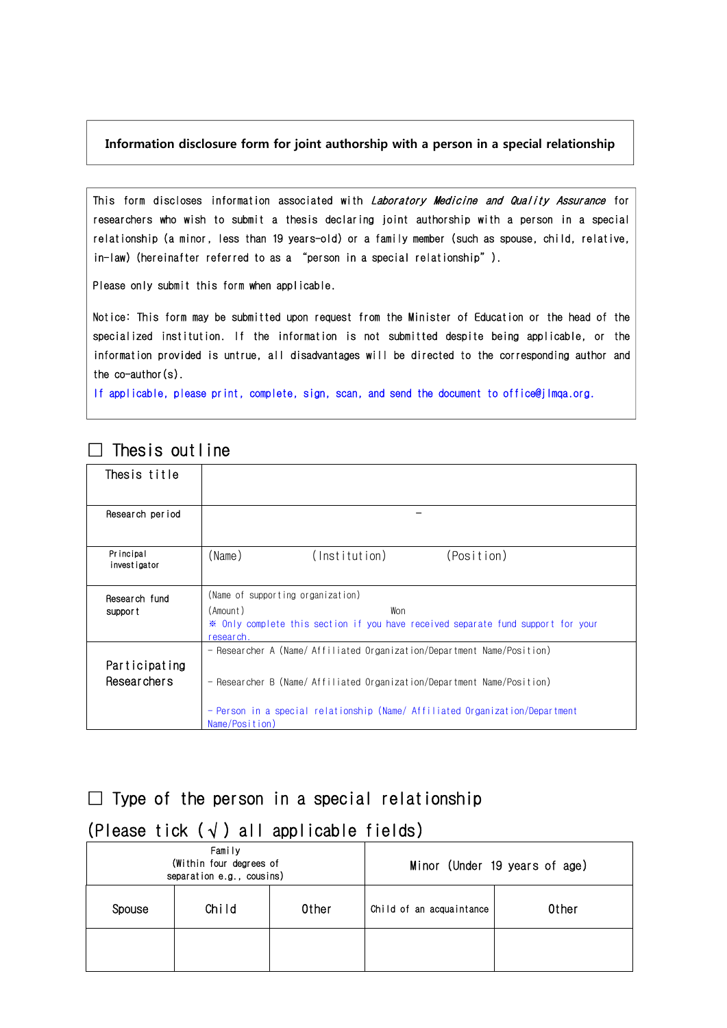# Information disclosure form for joint authorship with a person in a special relationship

This form discloses information associated with *Laboratory Medicine and Quality Assurance* for researchers who wish to submit a thesis declaring joint authorship with a person in a special relationship (a minor, less than 19 years-old) or a family member (such as spouse, child, relative, in-law) (hereinafter referred to as a "person in a special relationship").

Please only submit this form when applicable.

Notice: This form may be submitted upon request from the Minister of Education or the head of the specialized institution. If the information is not submitted despite being applicable, or the information provided is untrue, all disadvantages will be directed to the corresponding author and the co-author(s).

If applicable, please print, complete, sign, scan, and send the document to office@jlmqa.org.

## ☐ Thesis outline

| | |
|---|---|
| Thesis title | |
| Research period | - |
| Principal investigator | (Name) (Institution) (Position) |
| Research fund support | (Name of supporting organization)<br>(Amount) Won<br>※ Only complete this section if you have received separate fund support for your research. |
| Participating Researchers | - Researcher A (Name/ Affiliated Organization/Department Name/Position)<br>- Researcher B (Name/ Affiliated Organization/Department Name/Position)<br>- Person in a special relationship (Name/ Affiliated Organization/Department Name/Position) |

## ☐ Type of the person in a special relationship (Please tick (√) all applicable fields)

| Family (Within four degrees of separation e.g., cousins) | | | Minor (Under 19 years of age) | |
|---|---|---|---|---|
| Spouse | Child | Other | Child of an acquaintance | Other |
| | | | | |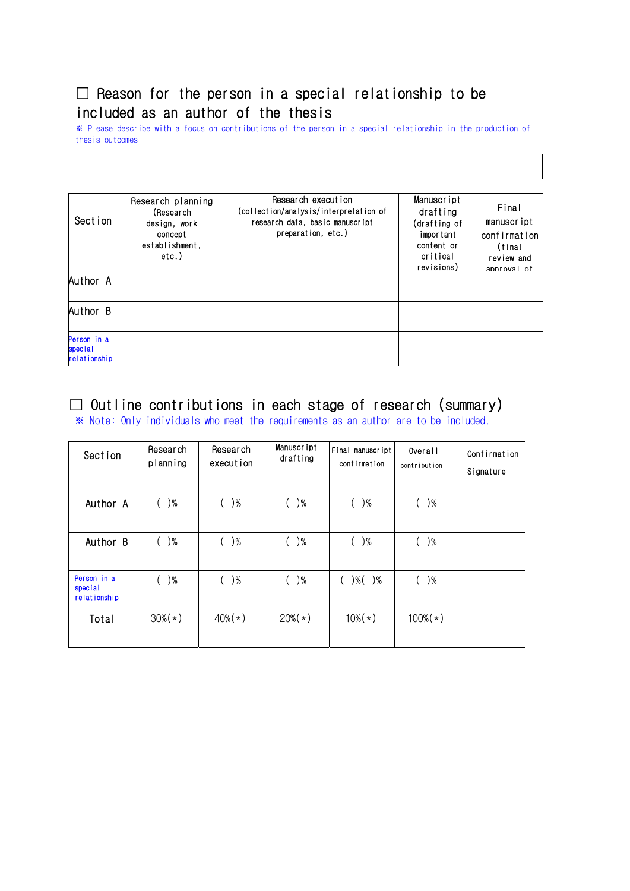☐ Reason for the person in a special relationship to be included as an author of the thesis

※ Please describe with a focus on contributions of the person in a special relationship in the production of thesis outcomes

| |
|---|
| |

| Section | Research planning (Research design, work concept establishment, etc.) | Research execution (collection/analysis/interpretation of research data, basic manuscript preparation, etc.) | Manuscript drafting (drafting of important content or critical revisions) | Final manuscript confirmation (final review and approval of |
|---|---|---|---|---|
| Author A | | | | |
| Author B | | | | |
| Person in a special relationship | | | | |

☐ Outline contributions in each stage of research (summary)

※ Note: Only individuals who meet the requirements as an author are to be included.

| Section | Research planning | Research execution | Manuscript drafting | Final manuscript confirmation | Overall contribution | Confirmation Signature |
|---|---|---|---|---|---|---|
| Author A | ( )% | ( )% | ( )% | ( )% | ( )% | |
| Author B | ( )% | ( )% | ( )% | ( )% | ( )% | |
| Person in a special relationship | ( )% | ( )% | ( )% | ( )%( )% | ( )% | |
| Total | 30%(*) | 40%(*) | 20%(*) | 10%(*) | 100%(*) | |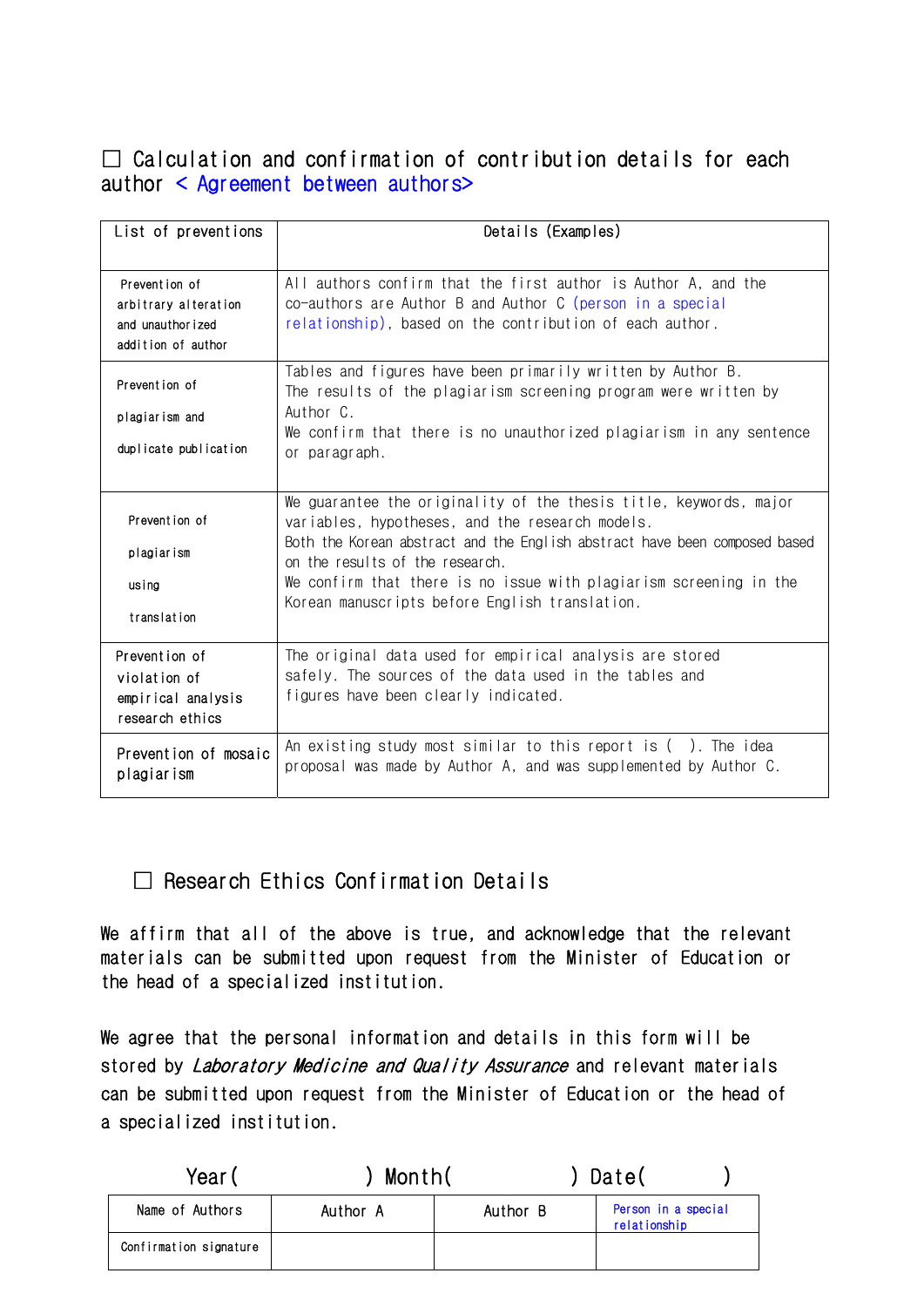☐ Calculation and confirmation of contribution details for each author < Agreement between authors>

| List of preventions | Details (Examples) |
|---|---|
| Prevention of arbitrary alteration and unauthorized addition of author | All authors confirm that the first author is Author A, and the co-authors are Author B and Author C (person in a special relationship), based on the contribution of each author. |
| Prevention of plagiarism and duplicate publication | Tables and figures have been primarily written by Author B. The results of the plagiarism screening program were written by Author C. We confirm that there is no unauthorized plagiarism in any sentence or paragraph. |
| Prevention of plagiarism using translation | We guarantee the originality of the thesis title, keywords, major variables, hypotheses, and the research models. Both the Korean abstract and the English abstract have been composed based on the results of the research. We confirm that there is no issue with plagiarism screening in the Korean manuscripts before English translation. |
| Prevention of violation of empirical analysis research ethics | The original data used for empirical analysis are stored safely. The sources of the data used in the tables and figures have been clearly indicated. |
| Prevention of mosaic plagiarism | An existing study most similar to this report is ( ). The idea proposal was made by Author A, and was supplemented by Author C. |

☐ Research Ethics Confirmation Details

We affirm that all of the above is true, and acknowledge that the relevant materials can be submitted upon request from the Minister of Education or the head of a specialized institution.

We agree that the personal information and details in this form will be stored by *Laboratory Medicine and Quality Assurance* and relevant materials can be submitted upon request from the Minister of Education or the head of a specialized institution.

Year( ) Month( ) Date( )

| Name of Authors | Author A | Author B | Person in a special relationship |
|---|---|---|---|
| Confirmation signature | | | |